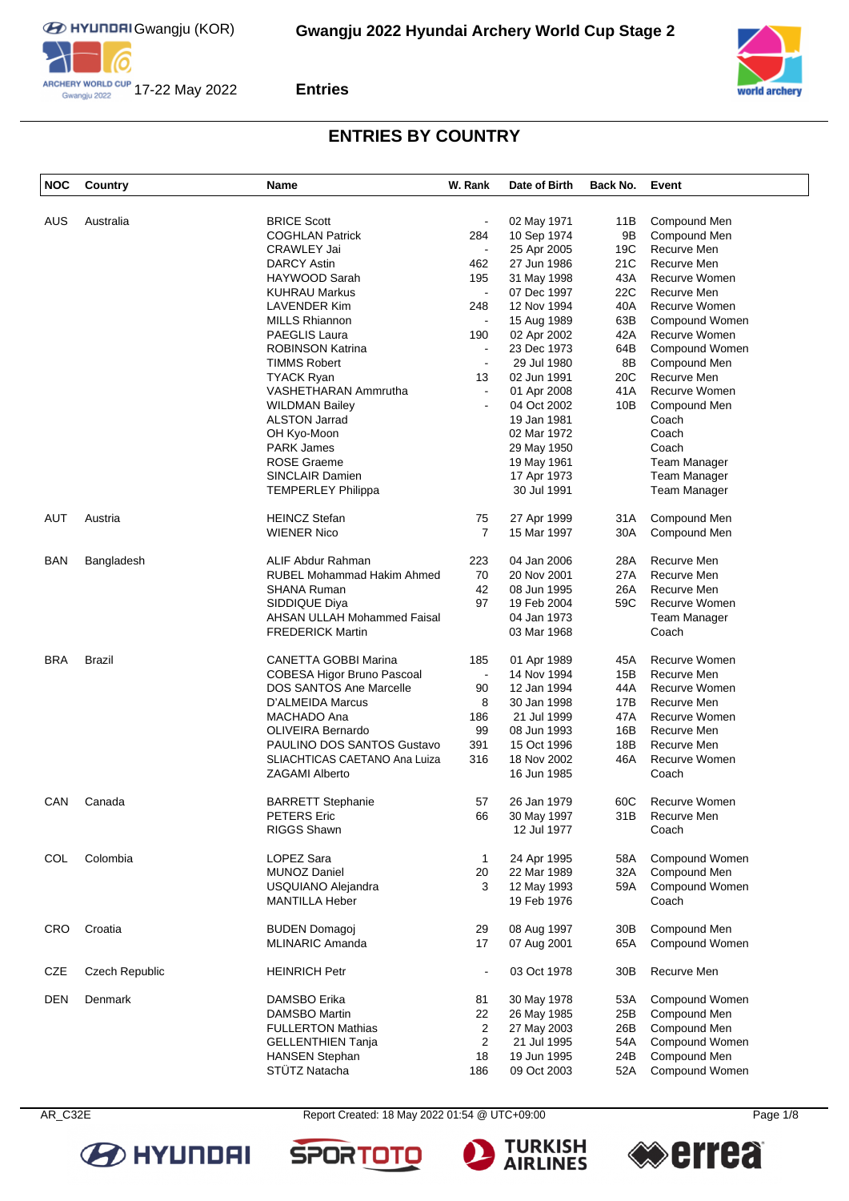# Gwangju 2022 Hyundai Archery World Cup Stage 2

Gwangju (KOR)

17-22 May 2022

**Entries**

## ENTRIES BY COUNTRY

| NOC | Country | Name | W. Rank | Date of Birth | Back No. | Event |
|---|---|---|---|---|---|---|
| AUS | Australia | BRICE Scott | - | 02 May 1971 | 11B | Compound Men |
| | | COGHLAN Patrick | 284 | 10 Sep 1974 | 9B | Compound Men |
| | | CRAWLEY Jai | - | 25 Apr 2005 | 19C | Recurve Men |
| | | DARCY Astin | 462 | 27 Jun 1986 | 21C | Recurve Men |
| | | HAYWOOD Sarah | 195 | 31 May 1998 | 43A | Recurve Women |
| | | KUHRAU Markus | - | 07 Dec 1997 | 22C | Recurve Men |
| | | LAVENDER Kim | 248 | 12 Nov 1994 | 40A | Recurve Women |
| | | MILLS Rhiannon | - | 15 Aug 1989 | 63B | Compound Women |
| | | PAEGLIS Laura | 190 | 02 Apr 2002 | 42A | Recurve Women |
| | | ROBINSON Katrina | - | 23 Dec 1973 | 64B | Compound Women |
| | | TIMMS Robert | - | 29 Jul 1980 | 8B | Compound Men |
| | | TYACK Ryan | 13 | 02 Jun 1991 | 20C | Recurve Men |
| | | VASHETHARAN Ammrutha | - | 01 Apr 2008 | 41A | Recurve Women |
| | | WILDMAN Bailey | - | 04 Oct 2002 | 10B | Compound Men |
| | | ALSTON Jarrad | | 19 Jan 1981 | | Coach |
| | | OH Kyo-Moon | | 02 Mar 1972 | | Coach |
| | | PARK James | | 29 May 1950 | | Coach |
| | | ROSE Graeme | | 19 May 1961 | | Team Manager |
| | | SINCLAIR Damien | | 17 Apr 1973 | | Team Manager |
| | | TEMPERLEY Philippa | | 30 Jul 1991 | | Team Manager |
| AUT | Austria | HEINCZ Stefan | 75 | 27 Apr 1999 | 31A | Compound Men |
| | | WIENER Nico | 7 | 15 Mar 1997 | 30A | Compound Men |
| BAN | Bangladesh | ALIF Abdur Rahman | 223 | 04 Jan 2006 | 28A | Recurve Men |
| | | RUBEL Mohammad Hakim Ahmed | 70 | 20 Nov 2001 | 27A | Recurve Men |
| | | SHANA Ruman | 42 | 08 Jun 1995 | 26A | Recurve Men |
| | | SIDDIQUE Diya | 97 | 19 Feb 2004 | 59C | Recurve Women |
| | | AHSAN ULLAH Mohammed Faisal | | 04 Jan 1973 | | Team Manager |
| | | FREDERICK Martin | | 03 Mar 1968 | | Coach |
| BRA | Brazil | CANETTA GOBBI Marina | 185 | 01 Apr 1989 | 45A | Recurve Women |
| | | COBESA Higor Bruno Pascoal | - | 14 Nov 1994 | 15B | Recurve Men |
| | | DOS SANTOS Ane Marcelle | 90 | 12 Jan 1994 | 44A | Recurve Women |
| | | D'ALMEIDA Marcus | 8 | 30 Jan 1998 | 17B | Recurve Men |
| | | MACHADO Ana | 186 | 21 Jul 1999 | 47A | Recurve Women |
| | | OLIVEIRA Bernardo | 99 | 08 Jun 1993 | 16B | Recurve Men |
| | | PAULINO DOS SANTOS Gustavo | 391 | 15 Oct 1996 | 18B | Recurve Men |
| | | SLIACHTICAS CAETANO Ana Luiza | 316 | 18 Nov 2002 | 46A | Recurve Women |
| | | ZAGAMI Alberto | | 16 Jun 1985 | | Coach |
| CAN | Canada | BARRETT Stephanie | 57 | 26 Jan 1979 | 60C | Recurve Women |
| | | PETERS Eric | 66 | 30 May 1997 | 31B | Recurve Men |
| | | RIGGS Shawn | | 12 Jul 1977 | | Coach |
| COL | Colombia | LOPEZ Sara | 1 | 24 Apr 1995 | 58A | Compound Women |
| | | MUNOZ Daniel | 20 | 22 Mar 1989 | 32A | Compound Men |
| | | USQUIANO Alejandra | 3 | 12 May 1993 | 59A | Compound Women |
| | | MANTILLA Heber | | 19 Feb 1976 | | Coach |
| CRO | Croatia | BUDEN Domagoj | 29 | 08 Aug 1997 | 30B | Compound Men |
| | | MLINARIC Amanda | 17 | 07 Aug 2001 | 65A | Compound Women |
| CZE | Czech Republic | HEINRICH Petr | - | 03 Oct 1978 | 30B | Recurve Men |
| DEN | Denmark | DAMSBO Erika | 81 | 30 May 1978 | 53A | Compound Women |
| | | DAMSBO Martin | 22 | 26 May 1985 | 25B | Compound Men |
| | | FULLERTON Mathias | 2 | 27 May 2003 | 26B | Compound Men |
| | | GELLENTHIEN Tanja | 2 | 21 Jul 1995 | 54A | Compound Women |
| | | HANSEN Stephan | 18 | 19 Jun 1995 | 24B | Compound Men |
| | | STÜTZ Natacha | 186 | 09 Oct 2003 | 52A | Compound Women |

AR_C32E Report Created: 18 May 2022 01:54 @ UTC+09:00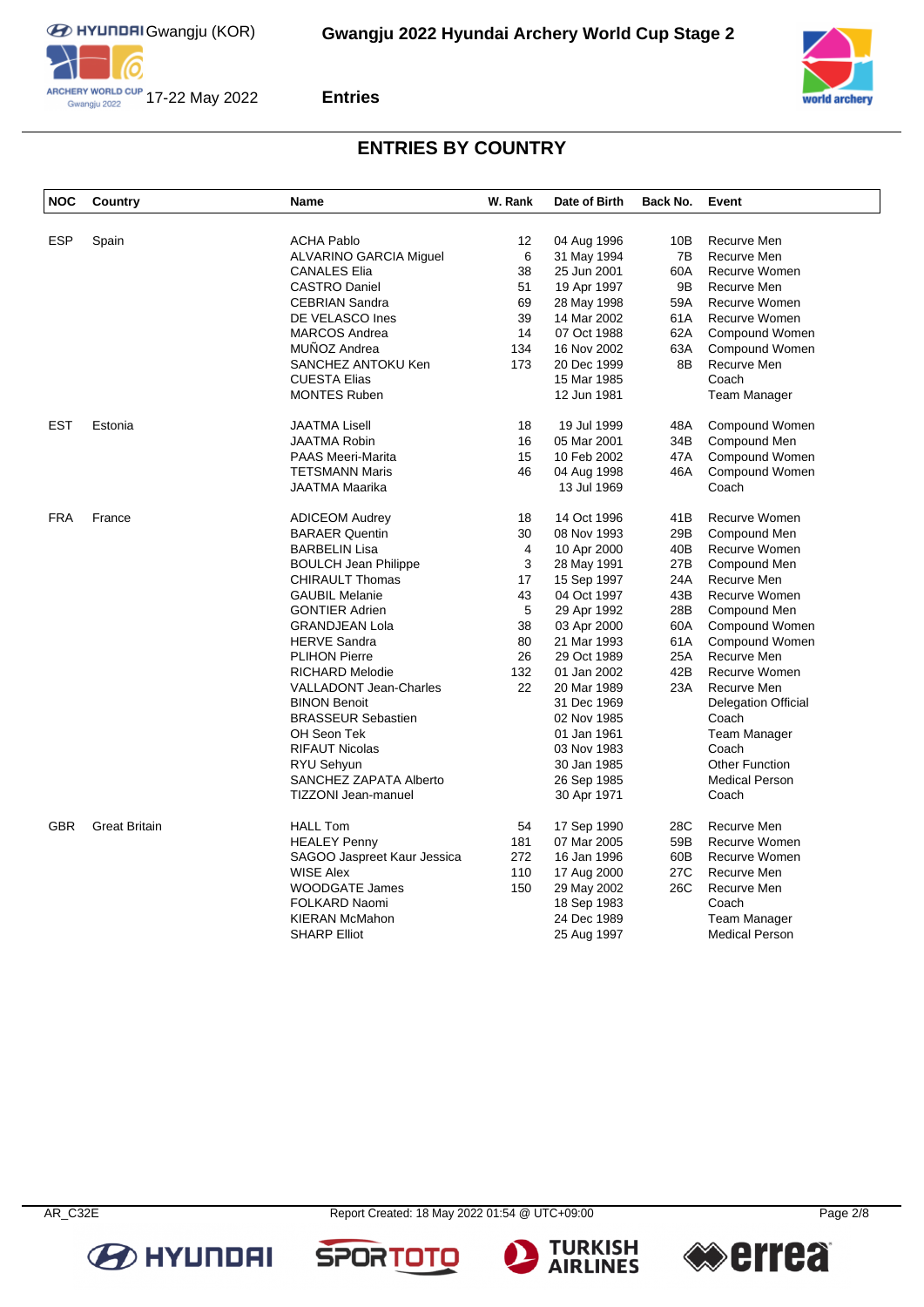# Gwangju 2022 Hyundai Archery World Cup Stage 2

Gwangju (KOR)
17-22 May 2022

## Entries

### ENTRIES BY COUNTRY

| NOC | Country | Name | W. Rank | Date of Birth | Back No. | Event |
|---|---|---|---|---|---|---|
| ESP | Spain | ACHA Pablo | 12 | 04 Aug 1996 | 10B | Recurve Men |
| | | ALVARINO GARCIA Miguel | 6 | 31 May 1994 | 7B | Recurve Men |
| | | CANALES Elia | 38 | 25 Jun 2001 | 60A | Recurve Women |
| | | CASTRO Daniel | 51 | 19 Apr 1997 | 9B | Recurve Men |
| | | CEBRIAN Sandra | 69 | 28 May 1998 | 59A | Recurve Women |
| | | DE VELASCO Ines | 39 | 14 Mar 2002 | 61A | Recurve Women |
| | | MARCOS Andrea | 14 | 07 Oct 1988 | 62A | Compound Women |
| | | MUÑOZ Andrea | 134 | 16 Nov 2002 | 63A | Compound Women |
| | | SANCHEZ ANTOKU Ken | 173 | 20 Dec 1999 | 8B | Recurve Men |
| | | CUESTA Elias | | 15 Mar 1985 | | Coach |
| | | MONTES Ruben | | 12 Jun 1981 | | Team Manager |
| EST | Estonia | JAATMA Lisell | 18 | 19 Jul 1999 | 48A | Compound Women |
| | | JAATMA Robin | 16 | 05 Mar 2001 | 34B | Compound Men |
| | | PAAS Meeri-Marita | 15 | 10 Feb 2002 | 47A | Compound Women |
| | | TETSMANN Maris | 46 | 04 Aug 1998 | 46A | Compound Women |
| | | JAATMA Maarika | | 13 Jul 1969 | | Coach |
| FRA | France | ADICEOM Audrey | 18 | 14 Oct 1996 | 41B | Recurve Women |
| | | BARAER Quentin | 30 | 08 Nov 1993 | 29B | Compound Men |
| | | BARBELIN Lisa | 4 | 10 Apr 2000 | 40B | Recurve Women |
| | | BOULCH Jean Philippe | 3 | 28 May 1991 | 27B | Compound Men |
| | | CHIRAULT Thomas | 17 | 15 Sep 1997 | 24A | Recurve Men |
| | | GAUBIL Melanie | 43 | 04 Oct 1997 | 43B | Recurve Women |
| | | GONTIER Adrien | 5 | 29 Apr 1992 | 28B | Compound Men |
| | | GRANDJEAN Lola | 38 | 03 Apr 2000 | 60A | Compound Women |
| | | HERVE Sandra | 80 | 21 Mar 1993 | 61A | Compound Women |
| | | PLIHON Pierre | 26 | 29 Oct 1989 | 25A | Recurve Men |
| | | RICHARD Melodie | 132 | 01 Jan 2002 | 42B | Recurve Women |
| | | VALLADONT Jean-Charles | 22 | 20 Mar 1989 | 23A | Recurve Men |
| | | BINON Benoit | | 31 Dec 1969 | | Delegation Official |
| | | BRASSEUR Sebastien | | 02 Nov 1985 | | Coach |
| | | OH Seon Tek | | 01 Jan 1961 | | Team Manager |
| | | RIFAUT Nicolas | | 03 Nov 1983 | | Coach |
| | | RYU Sehyun | | 30 Jan 1985 | | Other Function |
| | | SANCHEZ ZAPATA Alberto | | 26 Sep 1985 | | Medical Person |
| | | TIZZONI Jean-manuel | | 30 Apr 1971 | | Coach |
| GBR | Great Britain | HALL Tom | 54 | 17 Sep 1990 | 28C | Recurve Men |
| | | HEALEY Penny | 181 | 07 Mar 2005 | 59B | Recurve Women |
| | | SAGOO Jaspreet Kaur Jessica | 272 | 16 Jan 1996 | 60B | Recurve Women |
| | | WISE Alex | 110 | 17 Aug 2000 | 27C | Recurve Men |
| | | WOODGATE James | 150 | 29 May 2002 | 26C | Recurve Men |
| | | FOLKARD Naomi | | 18 Sep 1983 | | Coach |
| | | KIERAN McMahon | | 24 Dec 1989 | | Team Manager |
| | | SHARP Elliot | | 25 Aug 1997 | | Medical Person |

AR_C32E — Report Created: 18 May 2022 01:54 @ UTC+09:00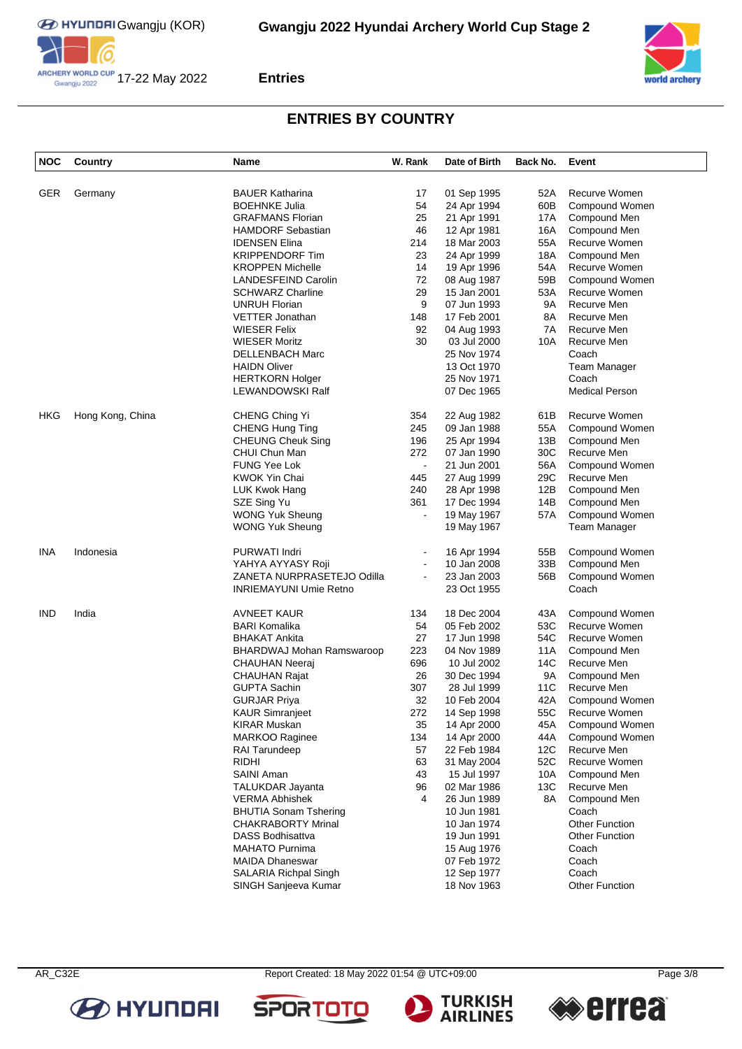# Gwangju 2022 Hyundai Archery World Cup Stage 2

Gwangju (KOR)

17-22 May 2022

**Entries**

## ENTRIES BY COUNTRY

| NOC | Country | Name | W. Rank | Date of Birth | Back No. | Event |
|---|---|---|---|---|---|---|
| GER | Germany | BAUER Katharina | 17 | 01 Sep 1995 | 52A | Recurve Women |
| | | BOEHNKE Julia | 54 | 24 Apr 1994 | 60B | Compound Women |
| | | GRAFMANS Florian | 25 | 21 Apr 1991 | 17A | Compound Men |
| | | HAMDORF Sebastian | 46 | 12 Apr 1981 | 16A | Compound Men |
| | | IDENSEN Elina | 214 | 18 Mar 2003 | 55A | Recurve Women |
| | | KRIPPENDORF Tim | 23 | 24 Apr 1999 | 18A | Compound Men |
| | | KROPPEN Michelle | 14 | 19 Apr 1996 | 54A | Recurve Women |
| | | LANDESFEIND Carolin | 72 | 08 Aug 1987 | 59B | Compound Women |
| | | SCHWARZ Charline | 29 | 15 Jan 2001 | 53A | Recurve Women |
| | | UNRUH Florian | 9 | 07 Jun 1993 | 9A | Recurve Men |
| | | VETTER Jonathan | 148 | 17 Feb 2001 | 8A | Recurve Men |
| | | WIESER Felix | 92 | 04 Aug 1993 | 7A | Recurve Men |
| | | WIESER Moritz | 30 | 03 Jul 2000 | 10A | Recurve Men |
| | | DELLENBACH Marc | | 25 Nov 1974 | | Coach |
| | | HAIDN Oliver | | 13 Oct 1970 | | Team Manager |
| | | HERTKORN Holger | | 25 Nov 1971 | | Coach |
| | | LEWANDOWSKI Ralf | | 07 Dec 1965 | | Medical Person |
| HKG | Hong Kong, China | CHENG Ching Yi | 354 | 22 Aug 1982 | 61B | Recurve Women |
| | | CHENG Hung Ting | 245 | 09 Jan 1988 | 55A | Compound Women |
| | | CHEUNG Cheuk Sing | 196 | 25 Apr 1994 | 13B | Compound Men |
| | | CHUI Chun Man | 272 | 07 Jan 1990 | 30C | Recurve Men |
| | | FUNG Yee Lok | - | 21 Jun 2001 | 56A | Compound Women |
| | | KWOK Yin Chai | 445 | 27 Aug 1999 | 29C | Recurve Men |
| | | LUK Kwok Hang | 240 | 28 Apr 1998 | 12B | Compound Men |
| | | SZE Sing Yu | 361 | 17 Dec 1994 | 14B | Compound Men |
| | | WONG Yuk Sheung | - | 19 May 1967 | 57A | Compound Women |
| | | WONG Yuk Sheung | | 19 May 1967 | | Team Manager |
| INA | Indonesia | PURWATI Indri | - | 16 Apr 1994 | 55B | Compound Women |
| | | YAHYA AYYASY Roji | - | 10 Jan 2008 | 33B | Compound Men |
| | | ZANETA NURPRASETEJO Odilla | - | 23 Jan 2003 | 56B | Compound Women |
| | | INRIEMAYUNI Umie Retno | | 23 Oct 1955 | | Coach |
| IND | India | AVNEET KAUR | 134 | 18 Dec 2004 | 43A | Compound Women |
| | | BARI Komalika | 54 | 05 Feb 2002 | 53C | Recurve Women |
| | | BHAKAT Ankita | 27 | 17 Jun 1998 | 54C | Recurve Women |
| | | BHARDWAJ Mohan Ramswaroop | 223 | 04 Nov 1989 | 11A | Compound Men |
| | | CHAUHAN Neeraj | 696 | 10 Jul 2002 | 14C | Recurve Men |
| | | CHAUHAN Rajat | 26 | 30 Dec 1994 | 9A | Compound Men |
| | | GUPTA Sachin | 307 | 28 Jul 1999 | 11C | Recurve Men |
| | | GURJAR Priya | 32 | 10 Feb 2004 | 42A | Compound Women |
| | | KAUR Simranjeet | 272 | 14 Sep 1998 | 55C | Recurve Women |
| | | KIRAR Muskan | 35 | 14 Apr 2000 | 45A | Compound Women |
| | | MARKOO Raginee | 134 | 14 Apr 2000 | 44A | Compound Women |
| | | RAI Tarundeep | 57 | 22 Feb 1984 | 12C | Recurve Men |
| | | RIDHI | 63 | 31 May 2004 | 52C | Recurve Women |
| | | SAINI Aman | 43 | 15 Jul 1997 | 10A | Compound Men |
| | | TALUKDAR Jayanta | 96 | 02 Mar 1986 | 13C | Recurve Men |
| | | VERMA Abhishek | 4 | 26 Jun 1989 | 8A | Compound Men |
| | | BHUTIA Sonam Tshering | | 10 Jun 1981 | | Coach |
| | | CHAKRABORTY Mrinal | | 10 Jan 1974 | | Other Function |
| | | DASS Bodhisattva | | 19 Jun 1991 | | Other Function |
| | | MAHATO Purnima | | 15 Aug 1976 | | Coach |
| | | MAIDA Dhaneswar | | 07 Feb 1972 | | Coach |
| | | SALARIA Richpal Singh | | 12 Sep 1977 | | Coach |
| | | SINGH Sanjeeva Kumar | | 18 Nov 1963 | | Other Function |

AR_C32E    Report Created: 18 May 2022 01:54 @ UTC+09:00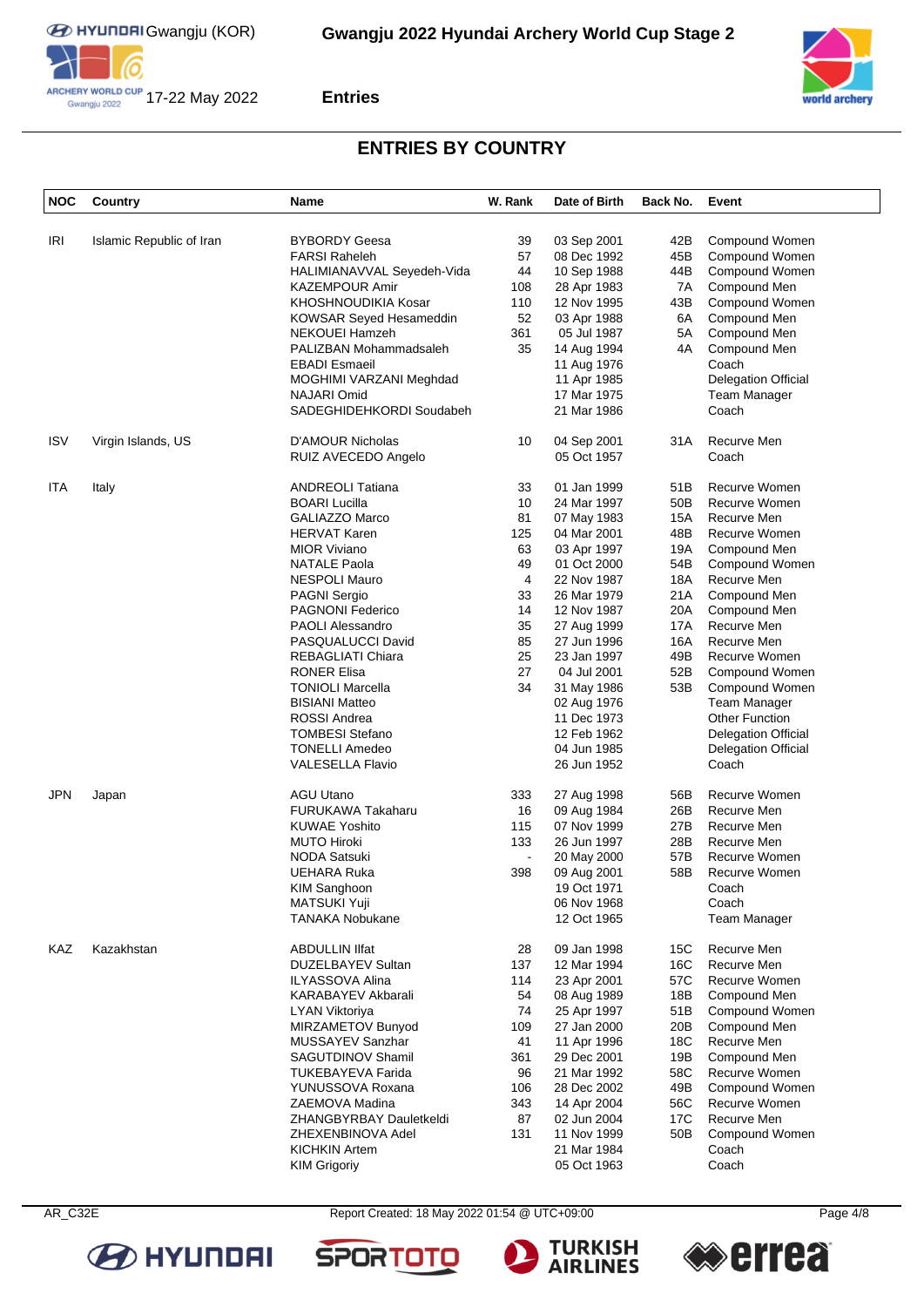## ENTRIES BY COUNTRY

| NOC | Country | Name | W. Rank | Date of Birth | Back No. | Event |
|---|---|---|---|---|---|---|
| IRI | Islamic Republic of Iran | BYBORDY Geesa | 39 | 03 Sep 2001 | 42B | Compound Women |
| | | FARSI Raheleh | 57 | 08 Dec 1992 | 45B | Compound Women |
| | | HALIMIANAVVAL Seyedeh-Vida | 44 | 10 Sep 1988 | 44B | Compound Women |
| | | KAZEMPOUR Amir | 108 | 28 Apr 1983 | 7A | Compound Men |
| | | KHOSHNOUDIKIA Kosar | 110 | 12 Nov 1995 | 43B | Compound Women |
| | | KOWSAR Seyed Hesameddin | 52 | 03 Apr 1988 | 6A | Compound Men |
| | | NEKOUEI Hamzeh | 361 | 05 Jul 1987 | 5A | Compound Men |
| | | PALIZBAN Mohammadsaleh | 35 | 14 Aug 1994 | 4A | Compound Men |
| | | EBADI Esmaeil | | 11 Aug 1976 | | Coach |
| | | MOGHIMI VARZANI Meghdad | | 11 Apr 1985 | | Delegation Official |
| | | NAJARI Omid | | 17 Mar 1975 | | Team Manager |
| | | SADEGHIDEHKORDI Soudabeh | | 21 Mar 1986 | | Coach |
| ISV | Virgin Islands, US | D'AMOUR Nicholas | 10 | 04 Sep 2001 | 31A | Recurve Men |
| | | RUIZ AVECEDO Angelo | | 05 Oct 1957 | | Coach |
| ITA | Italy | ANDREOLI Tatiana | 33 | 01 Jan 1999 | 51B | Recurve Women |
| | | BOARI Lucilla | 10 | 24 Mar 1997 | 50B | Recurve Women |
| | | GALIAZZO Marco | 81 | 07 May 1983 | 15A | Recurve Men |
| | | HERVAT Karen | 125 | 04 Mar 2001 | 48B | Recurve Women |
| | | MIOR Viviano | 63 | 03 Apr 1997 | 19A | Compound Men |
| | | NATALE Paola | 49 | 01 Oct 2000 | 54B | Compound Women |
| | | NESPOLI Mauro | 4 | 22 Nov 1987 | 18A | Recurve Men |
| | | PAGNI Sergio | 33 | 26 Mar 1979 | 21A | Compound Men |
| | | PAGNONI Federico | 14 | 12 Nov 1987 | 20A | Compound Men |
| | | PAOLI Alessandro | 35 | 27 Aug 1999 | 17A | Recurve Men |
| | | PASQUALUCCI David | 85 | 27 Jun 1996 | 16A | Recurve Men |
| | | REBAGLIATI Chiara | 25 | 23 Jan 1997 | 49B | Recurve Women |
| | | RONER Elisa | 27 | 04 Jul 2001 | 52B | Compound Women |
| | | TONIOLI Marcella | 34 | 31 May 1986 | 53B | Compound Women |
| | | BISIANI Matteo | | 02 Aug 1976 | | Team Manager |
| | | ROSSI Andrea | | 11 Dec 1973 | | Other Function |
| | | TOMBESI Stefano | | 12 Feb 1962 | | Delegation Official |
| | | TONELLI Amedeo | | 04 Jun 1985 | | Delegation Official |
| | | VALESELLA Flavio | | 26 Jun 1952 | | Coach |
| JPN | Japan | AGU Utano | 333 | 27 Aug 1998 | 56B | Recurve Women |
| | | FURUKAWA Takaharu | 16 | 09 Aug 1984 | 26B | Recurve Men |
| | | KUWAE Yoshito | 115 | 07 Nov 1999 | 27B | Recurve Men |
| | | MUTO Hiroki | 133 | 26 Jun 1997 | 28B | Recurve Men |
| | | NODA Satsuki | - | 20 May 2000 | 57B | Recurve Women |
| | | UEHARA Ruka | 398 | 09 Aug 2001 | 58B | Recurve Women |
| | | KIM Sanghoon | | 19 Oct 1971 | | Coach |
| | | MATSUKI Yuji | | 06 Nov 1968 | | Coach |
| | | TANAKA Nobukane | | 12 Oct 1965 | | Team Manager |
| KAZ | Kazakhstan | ABDULLIN Ilfat | 28 | 09 Jan 1998 | 15C | Recurve Men |
| | | DUZELBAYEV Sultan | 137 | 12 Mar 1994 | 16C | Recurve Men |
| | | ILYASSOVA Alina | 114 | 23 Apr 2001 | 57C | Recurve Women |
| | | KARABAYEV Akbarali | 54 | 08 Aug 1989 | 18B | Compound Men |
| | | LYAN Viktoriya | 74 | 25 Apr 1997 | 51B | Compound Women |
| | | MIRZAMETOV Bunyod | 109 | 27 Jan 2000 | 20B | Compound Men |
| | | MUSSAYEV Sanzhar | 41 | 11 Apr 1996 | 18C | Recurve Men |
| | | SAGUTDINOV Shamil | 361 | 29 Dec 2001 | 19B | Compound Men |
| | | TUKEBAYEVA Farida | 96 | 21 Mar 1992 | 58C | Recurve Women |
| | | YUNUSSOVA Roxana | 106 | 28 Dec 2002 | 49B | Compound Women |
| | | ZAEMOVA Madina | 343 | 14 Apr 2004 | 56C | Recurve Women |
| | | ZHANGBYRBAY Dauletkeldi | 87 | 02 Jun 2004 | 17C | Recurve Men |
| | | ZHEXENBINOVA Adel | 131 | 11 Nov 1999 | 50B | Compound Women |
| | | KICHKIN Artem | | 21 Mar 1984 | | Coach |
| | | KIM Grigoriy | | 05 Oct 1963 | | Coach |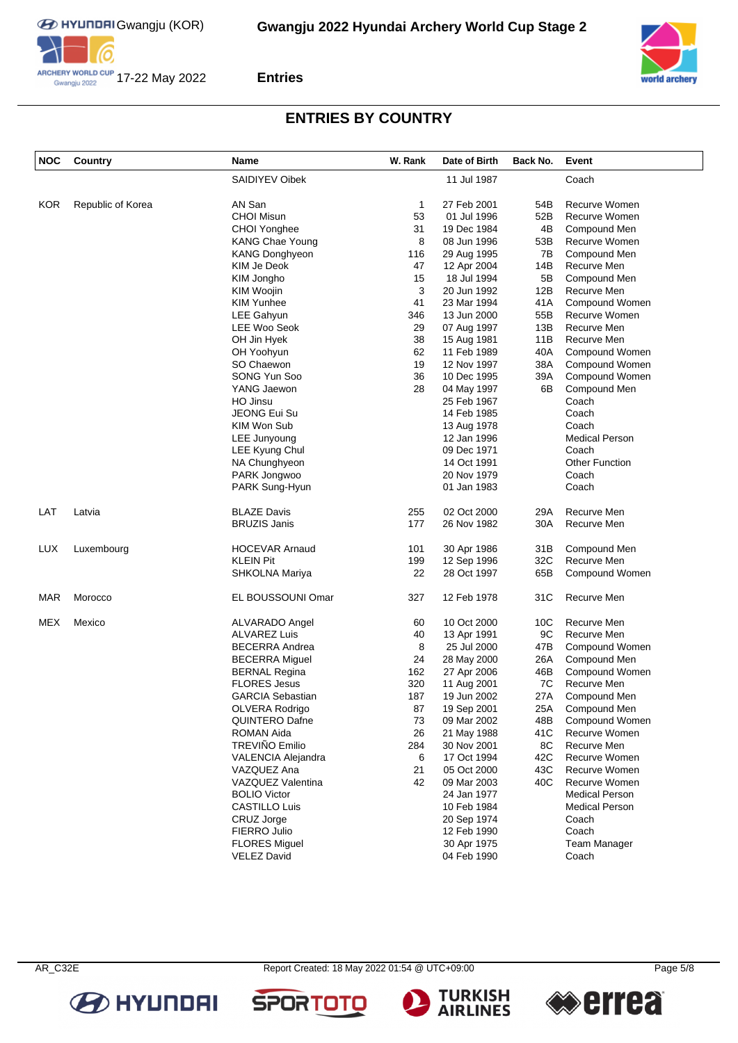## ENTRIES BY COUNTRY

| NOC | Country | Name | W. Rank | Date of Birth | Back No. | Event |
|---|---|---|---|---|---|---|
| | | SAIDIYEV Oibek | | 11 Jul 1987 | | Coach |
| KOR | Republic of Korea | AN San | 1 | 27 Feb 2001 | 54B | Recurve Women |
| | | CHOI Misun | 53 | 01 Jul 1996 | 52B | Recurve Women |
| | | CHOI Yonghee | 31 | 19 Dec 1984 | 4B | Compound Men |
| | | KANG Chae Young | 8 | 08 Jun 1996 | 53B | Recurve Women |
| | | KANG Donghyeon | 116 | 29 Aug 1995 | 7B | Compound Men |
| | | KIM Je Deok | 47 | 12 Apr 2004 | 14B | Recurve Men |
| | | KIM Jongho | 15 | 18 Jul 1994 | 5B | Compound Men |
| | | KIM Woojin | 3 | 20 Jun 1992 | 12B | Recurve Men |
| | | KIM Yunhee | 41 | 23 Mar 1994 | 41A | Compound Women |
| | | LEE Gahyun | 346 | 13 Jun 2000 | 55B | Recurve Women |
| | | LEE Woo Seok | 29 | 07 Aug 1997 | 13B | Recurve Men |
| | | OH Jin Hyek | 38 | 15 Aug 1981 | 11B | Recurve Men |
| | | OH Yoohyun | 62 | 11 Feb 1989 | 40A | Compound Women |
| | | SO Chaewon | 19 | 12 Nov 1997 | 38A | Compound Women |
| | | SONG Yun Soo | 36 | 10 Dec 1995 | 39A | Compound Women |
| | | YANG Jaewon | 28 | 04 May 1997 | 6B | Compound Men |
| | | HO Jinsu | | 25 Feb 1967 | | Coach |
| | | JEONG Eui Su | | 14 Feb 1985 | | Coach |
| | | KIM Won Sub | | 13 Aug 1978 | | Coach |
| | | LEE Junyoung | | 12 Jan 1996 | | Medical Person |
| | | LEE Kyung Chul | | 09 Dec 1971 | | Coach |
| | | NA Chunghyeon | | 14 Oct 1991 | | Other Function |
| | | PARK Jongwoo | | 20 Nov 1979 | | Coach |
| | | PARK Sung-Hyun | | 01 Jan 1983 | | Coach |
| LAT | Latvia | BLAZE Davis | 255 | 02 Oct 2000 | 29A | Recurve Men |
| | | BRUZIS Janis | 177 | 26 Nov 1982 | 30A | Recurve Men |
| LUX | Luxembourg | HOCEVAR Arnaud | 101 | 30 Apr 1986 | 31B | Compound Men |
| | | KLEIN Pit | 199 | 12 Sep 1996 | 32C | Recurve Men |
| | | SHKOLNA Mariya | 22 | 28 Oct 1997 | 65B | Compound Women |
| MAR | Morocco | EL BOUSSOUNI Omar | 327 | 12 Feb 1978 | 31C | Recurve Men |
| MEX | Mexico | ALVARADO Angel | 60 | 10 Oct 2000 | 10C | Recurve Men |
| | | ALVAREZ Luis | 40 | 13 Apr 1991 | 9C | Recurve Men |
| | | BECERRA Andrea | 8 | 25 Jul 2000 | 47B | Compound Women |
| | | BECERRA Miguel | 24 | 28 May 2000 | 26A | Compound Men |
| | | BERNAL Regina | 162 | 27 Apr 2006 | 46B | Compound Women |
| | | FLORES Jesus | 320 | 11 Aug 2001 | 7C | Recurve Men |
| | | GARCIA Sebastian | 187 | 19 Jun 2002 | 27A | Compound Men |
| | | OLVERA Rodrigo | 87 | 19 Sep 2001 | 25A | Compound Men |
| | | QUINTERO Dafne | 73 | 09 Mar 2002 | 48B | Compound Women |
| | | ROMAN Aida | 26 | 21 May 1988 | 41C | Recurve Women |
| | | TREVIÑO Emilio | 284 | 30 Nov 2001 | 8C | Recurve Men |
| | | VALENCIA Alejandra | 6 | 17 Oct 1994 | 42C | Recurve Women |
| | | VAZQUEZ Ana | 21 | 05 Oct 2000 | 43C | Recurve Women |
| | | VAZQUEZ Valentina | 42 | 09 Mar 2003 | 40C | Recurve Women |
| | | BOLIO Victor | | 24 Jan 1977 | | Medical Person |
| | | CASTILLO Luis | | 10 Feb 1984 | | Medical Person |
| | | CRUZ Jorge | | 20 Sep 1974 | | Coach |
| | | FIERRO Julio | | 12 Feb 1990 | | Coach |
| | | FLORES Miguel | | 30 Apr 1975 | | Team Manager |
| | | VELEZ David | | 04 Feb 1990 | | Coach |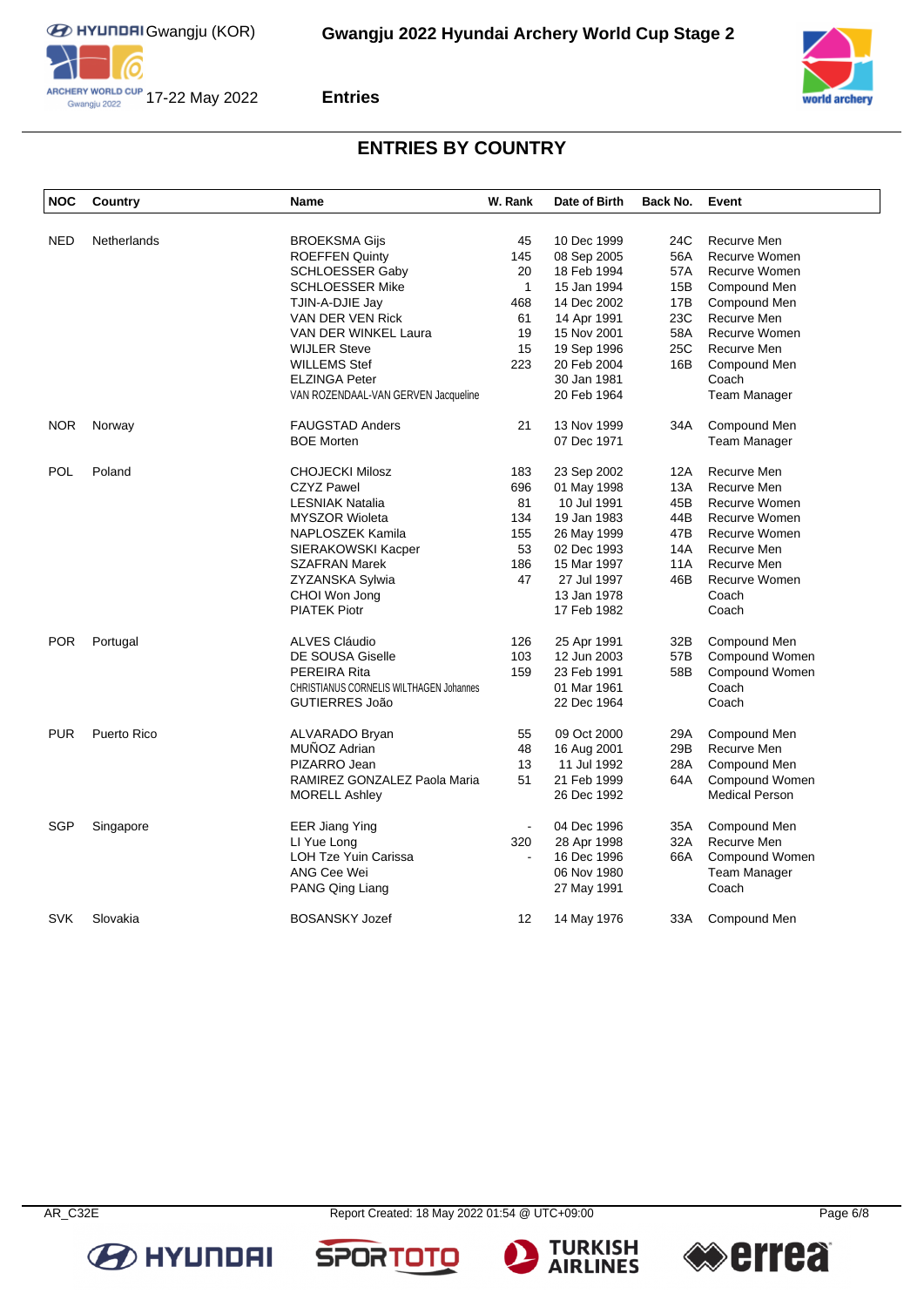## ENTRIES BY COUNTRY

| NOC | Country | Name | W. Rank | Date of Birth | Back No. | Event |
|---|---|---|---|---|---|---|
| NED | Netherlands | BROEKSMA Gijs | 45 | 10 Dec 1999 | 24C | Recurve Men |
| | | ROEFFEN Quinty | 145 | 08 Sep 2005 | 56A | Recurve Women |
| | | SCHLOESSER Gaby | 20 | 18 Feb 1994 | 57A | Recurve Women |
| | | SCHLOESSER Mike | 1 | 15 Jan 1994 | 15B | Compound Men |
| | | TJIN-A-DJIE Jay | 468 | 14 Dec 2002 | 17B | Compound Men |
| | | VAN DER VEN Rick | 61 | 14 Apr 1991 | 23C | Recurve Men |
| | | VAN DER WINKEL Laura | 19 | 15 Nov 2001 | 58A | Recurve Women |
| | | WIJLER Steve | 15 | 19 Sep 1996 | 25C | Recurve Men |
| | | WILLEMS Stef | 223 | 20 Feb 2004 | 16B | Compound Men |
| | | ELZINGA Peter | | 30 Jan 1981 | | Coach |
| | | VAN ROZENDAAL-VAN GERVEN Jacqueline | | 20 Feb 1964 | | Team Manager |
| NOR | Norway | FAUGSTAD Anders | 21 | 13 Nov 1999 | 34A | Compound Men |
| | | BOE Morten | | 07 Dec 1971 | | Team Manager |
| POL | Poland | CHOJECKI Milosz | 183 | 23 Sep 2002 | 12A | Recurve Men |
| | | CZYZ Pawel | 696 | 01 May 1998 | 13A | Recurve Men |
| | | LESNIAK Natalia | 81 | 10 Jul 1991 | 45B | Recurve Women |
| | | MYSZOR Wioleta | 134 | 19 Jan 1983 | 44B | Recurve Women |
| | | NAPLOSZEK Kamila | 155 | 26 May 1999 | 47B | Recurve Women |
| | | SIERAKOWSKI Kacper | 53 | 02 Dec 1993 | 14A | Recurve Men |
| | | SZAFRAN Marek | 186 | 15 Mar 1997 | 11A | Recurve Men |
| | | ZYZANSKA Sylwia | 47 | 27 Jul 1997 | 46B | Recurve Women |
| | | CHOI Won Jong | | 13 Jan 1978 | | Coach |
| | | PIATEK Piotr | | 17 Feb 1982 | | Coach |
| POR | Portugal | ALVES Cláudio | 126 | 25 Apr 1991 | 32B | Compound Men |
| | | DE SOUSA Giselle | 103 | 12 Jun 2003 | 57B | Compound Women |
| | | PEREIRA Rita | 159 | 23 Feb 1991 | 58B | Compound Women |
| | | CHRISTIANUS CORNELIS WILTHAGEN Johannes | | 01 Mar 1961 | | Coach |
| | | GUTIERRES João | | 22 Dec 1964 | | Coach |
| PUR | Puerto Rico | ALVARADO Bryan | 55 | 09 Oct 2000 | 29A | Compound Men |
| | | MUÑOZ Adrian | 48 | 16 Aug 2001 | 29B | Recurve Men |
| | | PIZARRO Jean | 13 | 11 Jul 1992 | 28A | Compound Men |
| | | RAMIREZ GONZALEZ Paola Maria | 51 | 21 Feb 1999 | 64A | Compound Women |
| | | MORELL Ashley | | 26 Dec 1992 | | Medical Person |
| SGP | Singapore | EER Jiang Ying | - | 04 Dec 1996 | 35A | Compound Men |
| | | LI Yue Long | 320 | 28 Apr 1998 | 32A | Recurve Men |
| | | LOH Tze Yuin Carissa | - | 16 Dec 1996 | 66A | Compound Women |
| | | ANG Cee Wei | | 06 Nov 1980 | | Team Manager |
| | | PANG Qing Liang | | 27 May 1991 | | Coach |
| SVK | Slovakia | BOSANSKY Jozef | 12 | 14 May 1976 | 33A | Compound Men |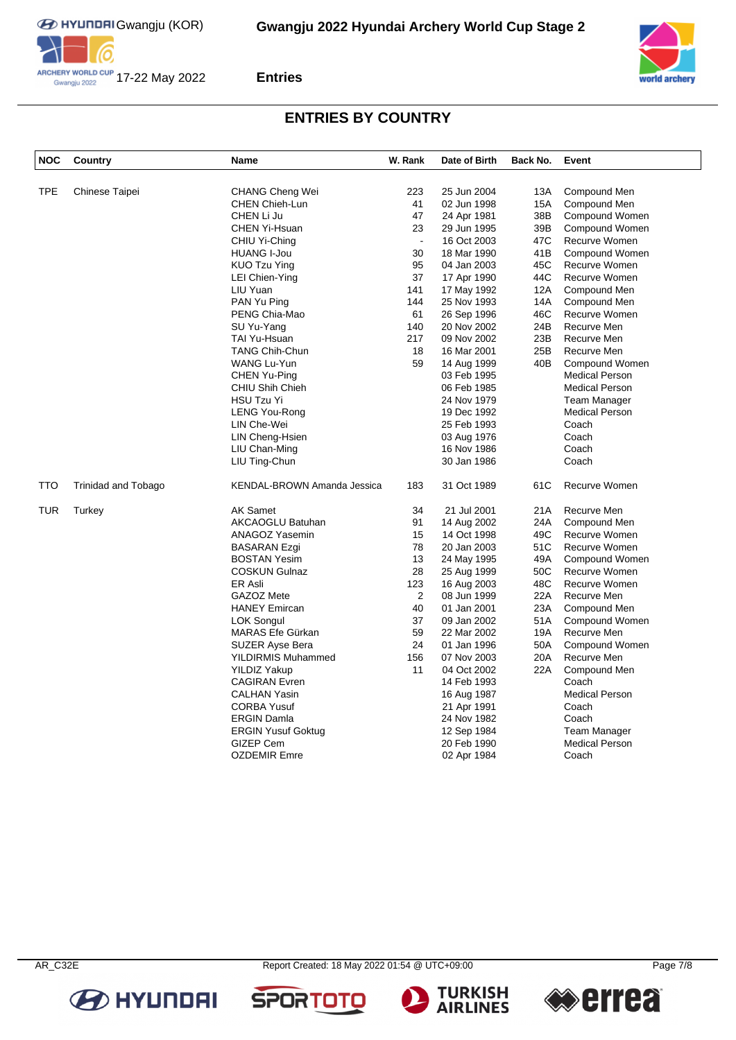# ENTRIES BY COUNTRY

| NOC | Country | Name | W. Rank | Date of Birth | Back No. | Event |
|---|---|---|---|---|---|---|
| TPE | Chinese Taipei | CHANG Cheng Wei | 223 | 25 Jun 2004 | 13A | Compound Men |
| | | CHEN Chieh-Lun | 41 | 02 Jun 1998 | 15A | Compound Men |
| | | CHEN Li Ju | 47 | 24 Apr 1981 | 38B | Compound Women |
| | | CHEN Yi-Hsuan | 23 | 29 Jun 1995 | 39B | Compound Women |
| | | CHIU Yi-Ching | - | 16 Oct 2003 | 47C | Recurve Women |
| | | HUANG I-Jou | 30 | 18 Mar 1990 | 41B | Compound Women |
| | | KUO Tzu Ying | 95 | 04 Jan 2003 | 45C | Recurve Women |
| | | LEI Chien-Ying | 37 | 17 Apr 1990 | 44C | Recurve Women |
| | | LIU Yuan | 141 | 17 May 1992 | 12A | Compound Men |
| | | PAN Yu Ping | 144 | 25 Nov 1993 | 14A | Compound Men |
| | | PENG Chia-Mao | 61 | 26 Sep 1996 | 46C | Recurve Women |
| | | SU Yu-Yang | 140 | 20 Nov 2002 | 24B | Recurve Men |
| | | TAI Yu-Hsuan | 217 | 09 Nov 2002 | 23B | Recurve Men |
| | | TANG Chih-Chun | 18 | 16 Mar 2001 | 25B | Recurve Men |
| | | WANG Lu-Yun | 59 | 14 Aug 1999 | 40B | Compound Women |
| | | CHEN Yu-Ping | | 03 Feb 1995 | | Medical Person |
| | | CHIU Shih Chieh | | 06 Feb 1985 | | Medical Person |
| | | HSU Tzu Yi | | 24 Nov 1979 | | Team Manager |
| | | LENG You-Rong | | 19 Dec 1992 | | Medical Person |
| | | LIN Che-Wei | | 25 Feb 1993 | | Coach |
| | | LIN Cheng-Hsien | | 03 Aug 1976 | | Coach |
| | | LIU Chan-Ming | | 16 Nov 1986 | | Coach |
| | | LIU Ting-Chun | | 30 Jan 1986 | | Coach |
| TTO | Trinidad and Tobago | KENDAL-BROWN Amanda Jessica | 183 | 31 Oct 1989 | 61C | Recurve Women |
| TUR | Turkey | AK Samet | 34 | 21 Jul 2001 | 21A | Recurve Men |
| | | AKCAOGLU Batuhan | 91 | 14 Aug 2002 | 24A | Compound Men |
| | | ANAGOZ Yasemin | 15 | 14 Oct 1998 | 49C | Recurve Women |
| | | BASARAN Ezgi | 78 | 20 Jan 2003 | 51C | Recurve Women |
| | | BOSTAN Yesim | 13 | 24 May 1995 | 49A | Compound Women |
| | | COSKUN Gulnaz | 28 | 25 Aug 1999 | 50C | Recurve Women |
| | | ER Asli | 123 | 16 Aug 2003 | 48C | Recurve Women |
| | | GAZOZ Mete | 2 | 08 Jun 1999 | 22A | Recurve Men |
| | | HANEY Emircan | 40 | 01 Jan 2001 | 23A | Compound Men |
| | | LOK Songul | 37 | 09 Jan 2002 | 51A | Compound Women |
| | | MARAS Efe Gürkan | 59 | 22 Mar 2002 | 19A | Recurve Men |
| | | SUZER Ayse Bera | 24 | 01 Jan 1996 | 50A | Compound Women |
| | | YILDIRMIS Muhammed | 156 | 07 Nov 2003 | 20A | Recurve Men |
| | | YILDIZ Yakup | 11 | 04 Oct 2002 | 22A | Compound Men |
| | | CAGIRAN Evren | | 14 Feb 1993 | | Coach |
| | | CALHAN Yasin | | 16 Aug 1987 | | Medical Person |
| | | CORBA Yusuf | | 21 Apr 1991 | | Coach |
| | | ERGIN Damla | | 24 Nov 1982 | | Coach |
| | | ERGIN Yusuf Goktug | | 12 Sep 1984 | | Team Manager |
| | | GIZEP Cem | | 20 Feb 1990 | | Medical Person |
| | | OZDEMIR Emre | | 02 Apr 1984 | | Coach |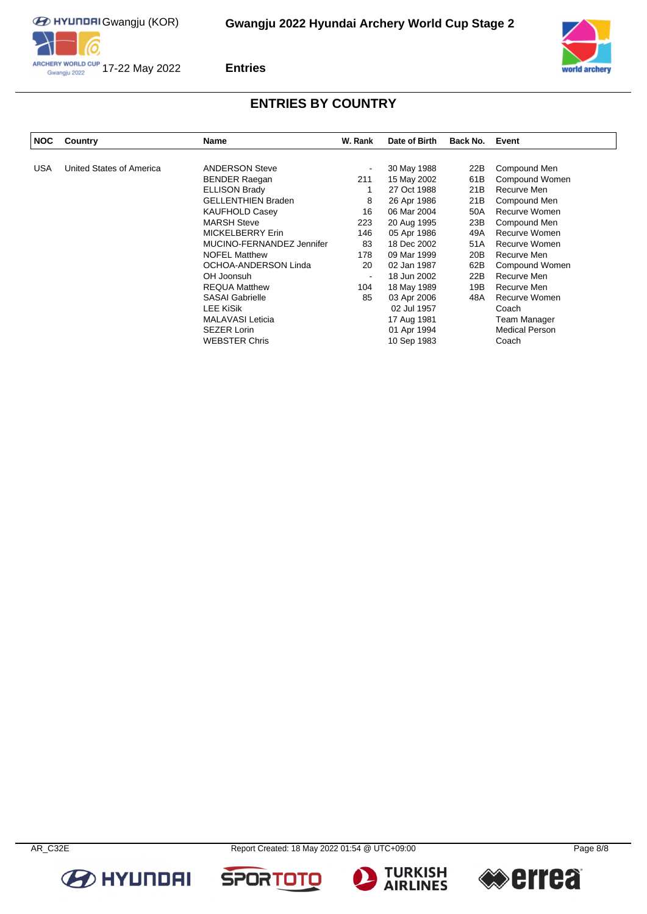# ENTRIES BY COUNTRY

| NOC | Country | Name | W. Rank | Date of Birth | Back No. | Event |
|---|---|---|---|---|---|---|
| USA | United States of America | ANDERSON Steve | - | 30 May 1988 | 22B | Compound Men |
| | | BENDER Raegan | 211 | 15 May 2002 | 61B | Compound Women |
| | | ELLISON Brady | 1 | 27 Oct 1988 | 21B | Recurve Men |
| | | GELLENTHIEN Braden | 8 | 26 Apr 1986 | 21B | Compound Men |
| | | KAUFHOLD Casey | 16 | 06 Mar 2004 | 50A | Recurve Women |
| | | MARSH Steve | 223 | 20 Aug 1995 | 23B | Compound Men |
| | | MICKELBERRY Erin | 146 | 05 Apr 1986 | 49A | Recurve Women |
| | | MUCINO-FERNANDEZ Jennifer | 83 | 18 Dec 2002 | 51A | Recurve Women |
| | | NOFEL Matthew | 178 | 09 Mar 1999 | 20B | Recurve Men |
| | | OCHOA-ANDERSON Linda | 20 | 02 Jan 1987 | 62B | Compound Women |
| | | OH Joonsuh | - | 18 Jun 2002 | 22B | Recurve Men |
| | | REQUA Matthew | 104 | 18 May 1989 | 19B | Recurve Men |
| | | SASAI Gabrielle | 85 | 03 Apr 2006 | 48A | Recurve Women |
| | | LEE KiSik | | 02 Jul 1957 | | Coach |
| | | MALAVASI Leticia | | 17 Aug 1981 | | Team Manager |
| | | SEZER Lorin | | 01 Apr 1994 | | Medical Person |
| | | WEBSTER Chris | | 10 Sep 1983 | | Coach |